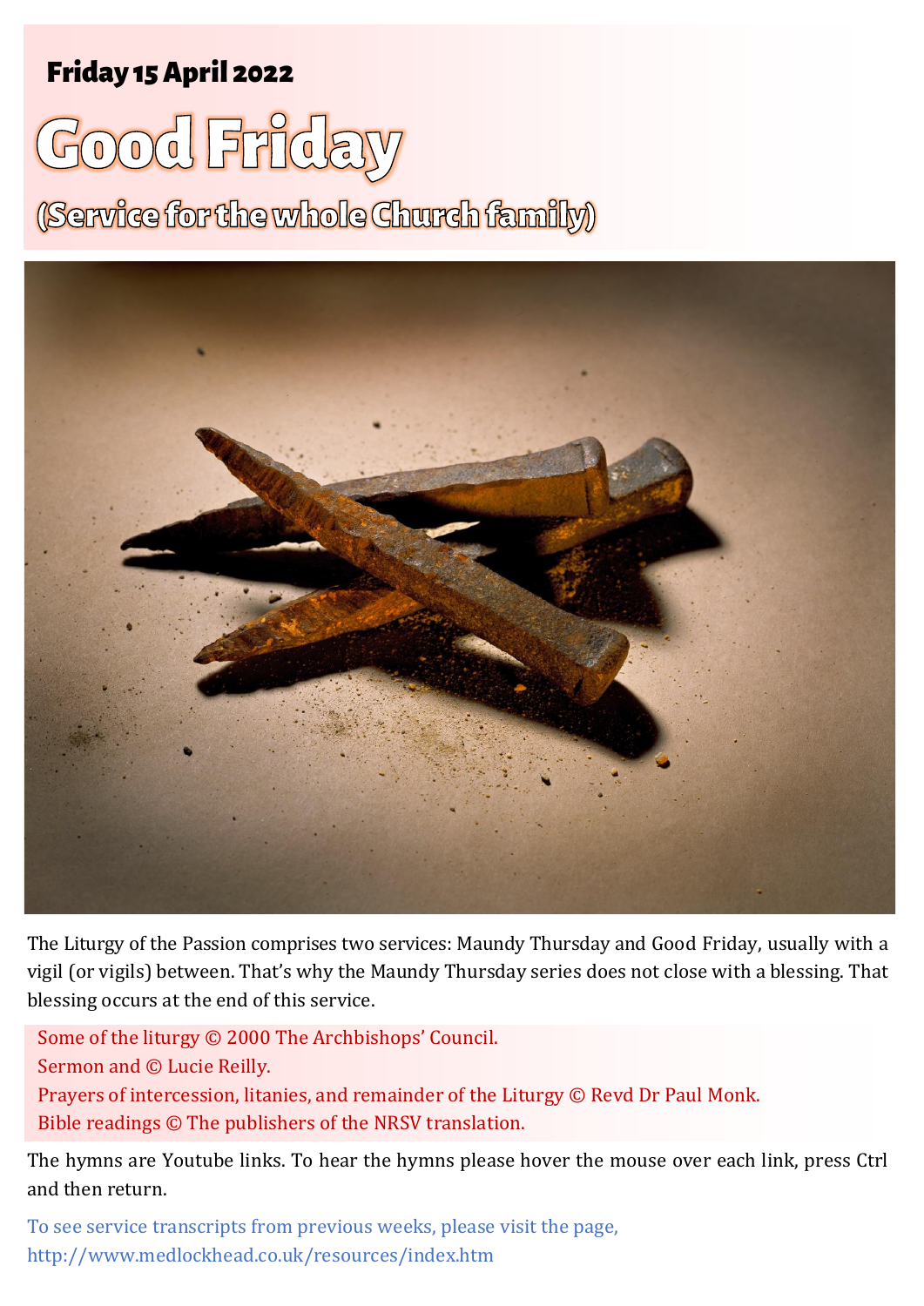**Friday 15 April 2022**

# Good Friday

## (Service for the whole Church family)

The Liturgy of the Passion comprises two services: Maundy Thursday and Good Friday, usually with a vigil (or vigils) between. That's why the Maundy Thursday series does not close with a blessing. That blessing occurs at the end of this service.

Some of the liturgy © 2000 The Archbishops' Council.
Sermon and © Lucie Reilly.
Prayers of intercession, litanies, and remainder of the Liturgy © Revd Dr Paul Monk.
Bible readings © The publishers of the NRSV translation.

The hymns are Youtube links. To hear the hymns please hover the mouse over each link, press Ctrl and then return.

To see service transcripts from previous weeks, please visit the page, http://www.medlockhead.co.uk/resources/index.htm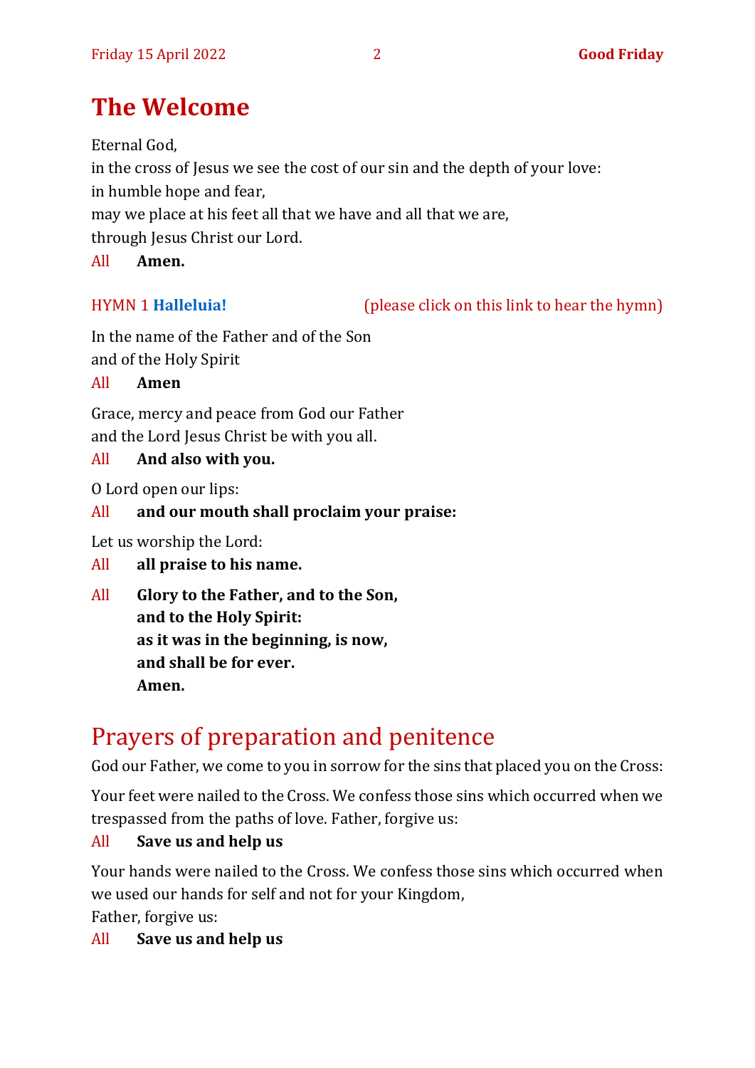# The Welcome

Eternal God,
in the cross of Jesus we see the cost of our sin and the depth of your love:
in humble hope and fear,
may we place at his feet all that we have and all that we are,
through Jesus Christ our Lord.

All **Amen.**

HYMN 1 **Halleluia!** (please click on this link to hear the hymn)

In the name of the Father and of the Son
and of the Holy Spirit

All **Amen**

Grace, mercy and peace from God our Father
and the Lord Jesus Christ be with you all.

All **And also with you.**

O Lord open our lips:

All **and our mouth shall proclaim your praise:**

Let us worship the Lord:

All **all praise to his name.**

All **Glory to the Father, and to the Son,**
**and to the Holy Spirit:**
**as it was in the beginning, is now,**
**and shall be for ever.**
**Amen.**

# Prayers of preparation and penitence

God our Father, we come to you in sorrow for the sins that placed you on the Cross:

Your feet were nailed to the Cross. We confess those sins which occurred when we trespassed from the paths of love. Father, forgive us:

All **Save us and help us**

Your hands were nailed to the Cross. We confess those sins which occurred when we used our hands for self and not for your Kingdom,
Father, forgive us:

All **Save us and help us**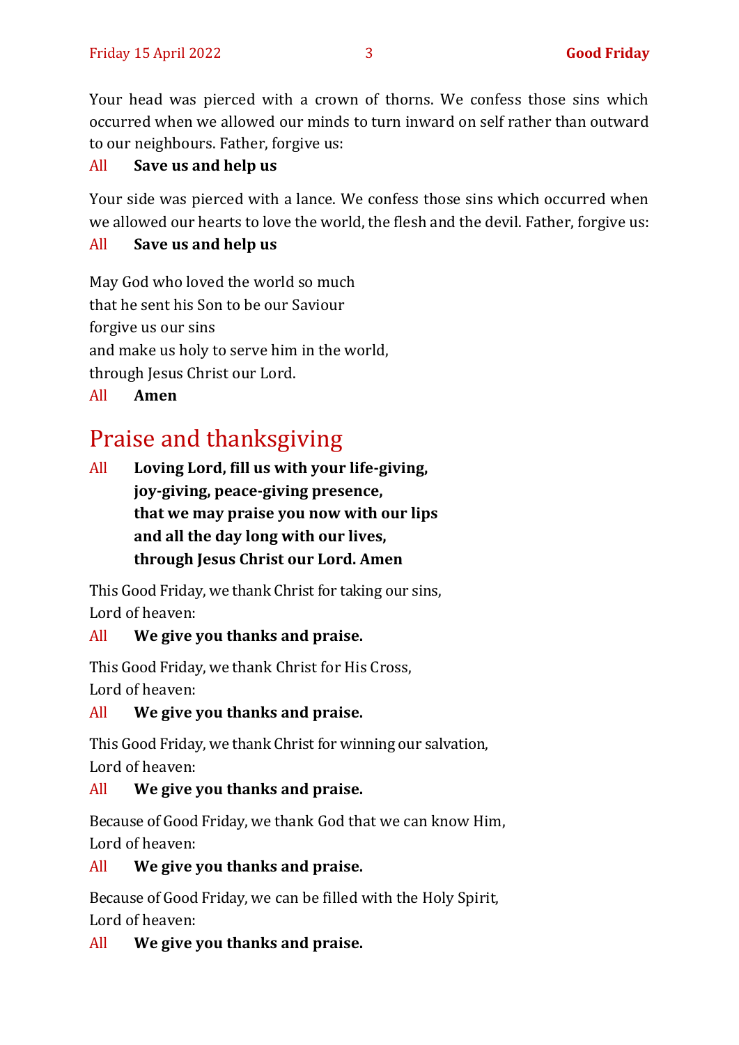Your head was pierced with a crown of thorns. We confess those sins which occurred when we allowed our minds to turn inward on self rather than outward to our neighbours. Father, forgive us:

All **Save us and help us**

Your side was pierced with a lance. We confess those sins which occurred when we allowed our hearts to love the world, the flesh and the devil. Father, forgive us:

All **Save us and help us**

May God who loved the world so much
that he sent his Son to be our Saviour
forgive us our sins
and make us holy to serve him in the world,
through Jesus Christ our Lord.

All **Amen**

## Praise and thanksgiving

All **Loving Lord, fill us with your life-giving,**
**joy-giving, peace-giving presence,**
**that we may praise you now with our lips**
**and all the day long with our lives,**
**through Jesus Christ our Lord. Amen**

This Good Friday, we thank Christ for taking our sins,
Lord of heaven:

All **We give you thanks and praise.**

This Good Friday, we thank Christ for His Cross,
Lord of heaven:

All **We give you thanks and praise.**

This Good Friday, we thank Christ for winning our salvation,
Lord of heaven:

All **We give you thanks and praise.**

Because of Good Friday, we thank God that we can know Him,
Lord of heaven:

All **We give you thanks and praise.**

Because of Good Friday, we can be filled with the Holy Spirit,
Lord of heaven:

All **We give you thanks and praise.**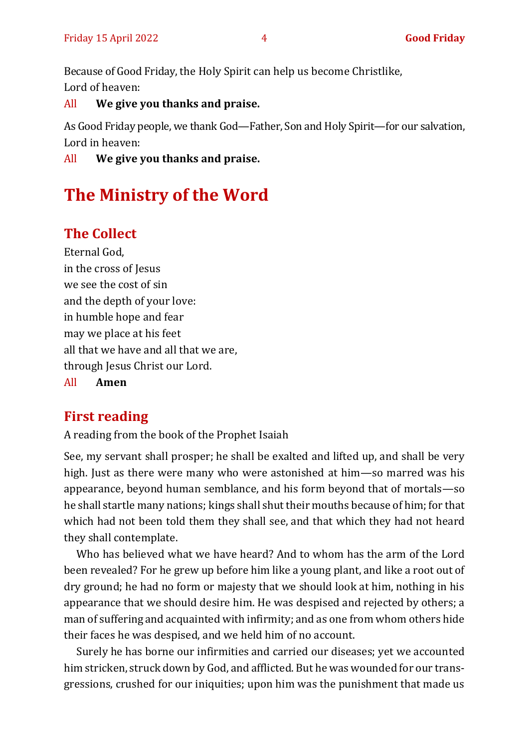Because of Good Friday, the Holy Spirit can help us become Christlike,
Lord of heaven:

All **We give you thanks and praise.**

As Good Friday people, we thank God—Father, Son and Holy Spirit—for our salvation,
Lord in heaven:

All **We give you thanks and praise.**

# The Ministry of the Word

## The Collect

Eternal God,
in the cross of Jesus
we see the cost of sin
and the depth of your love:
in humble hope and fear
may we place at his feet
all that we have and all that we are,
through Jesus Christ our Lord.

All **Amen**

## First reading

A reading from the book of the Prophet Isaiah

See, my servant shall prosper; he shall be exalted and lifted up, and shall be very high. Just as there were many who were astonished at him—so marred was his appearance, beyond human semblance, and his form beyond that of mortals—so he shall startle many nations; kings shall shut their mouths because of him; for that which had not been told them they shall see, and that which they had not heard they shall contemplate.

Who has believed what we have heard? And to whom has the arm of the Lord been revealed? For he grew up before him like a young plant, and like a root out of dry ground; he had no form or majesty that we should look at him, nothing in his appearance that we should desire him. He was despised and rejected by others; a man of suffering and acquainted with infirmity; and as one from whom others hide their faces he was despised, and we held him of no account.

Surely he has borne our infirmities and carried our diseases; yet we accounted him stricken, struck down by God, and afflicted. But he was wounded for our transgressions, crushed for our iniquities; upon him was the punishment that made us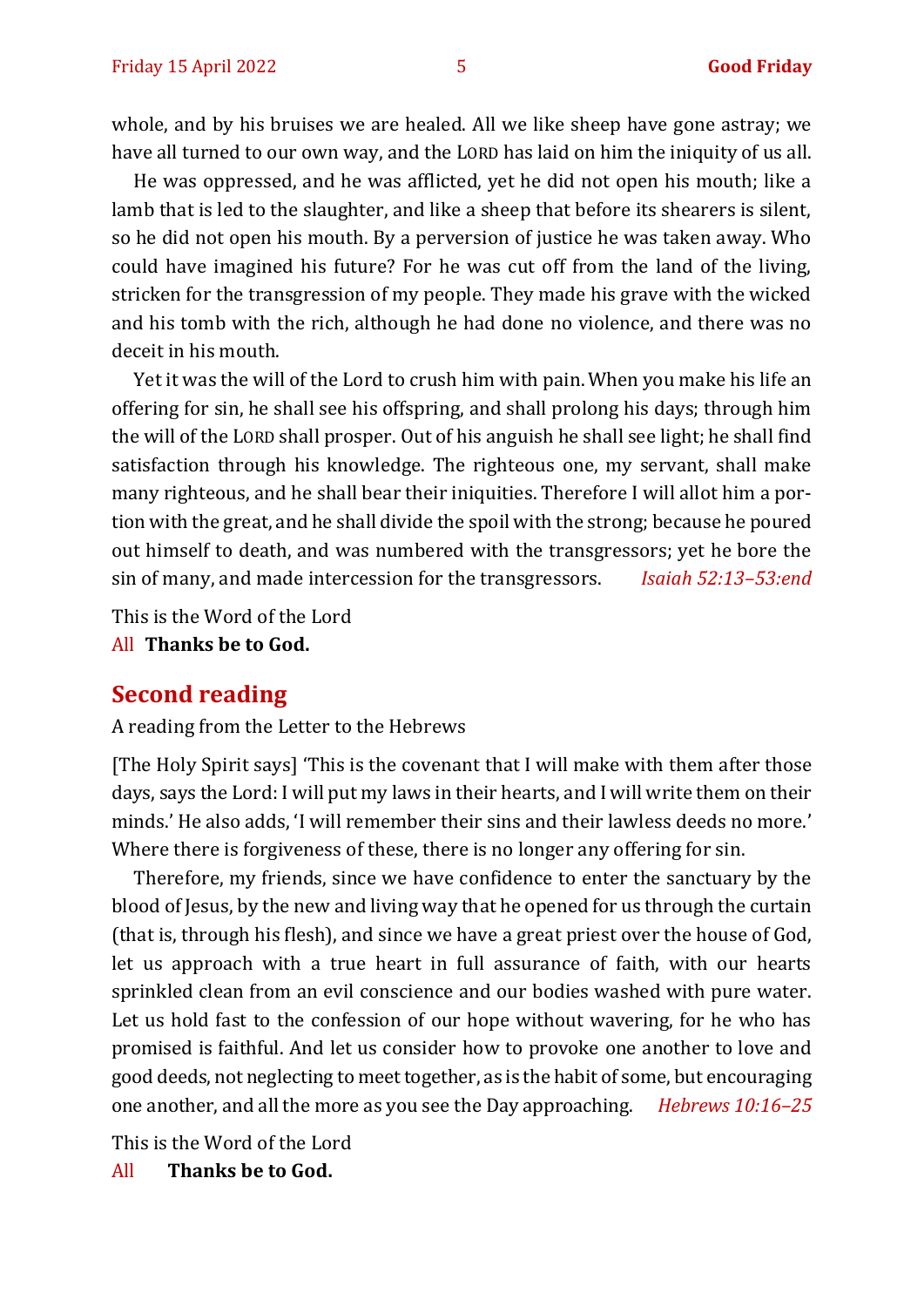whole, and by his bruises we are healed. All we like sheep have gone astray; we have all turned to our own way, and the LORD has laid on him the iniquity of us all.

He was oppressed, and he was afflicted, yet he did not open his mouth; like a lamb that is led to the slaughter, and like a sheep that before its shearers is silent, so he did not open his mouth. By a perversion of justice he was taken away. Who could have imagined his future? For he was cut off from the land of the living, stricken for the transgression of my people. They made his grave with the wicked and his tomb with the rich, although he had done no violence, and there was no deceit in his mouth.

Yet it was the will of the Lord to crush him with pain. When you make his life an offering for sin, he shall see his offspring, and shall prolong his days; through him the will of the LORD shall prosper. Out of his anguish he shall see light; he shall find satisfaction through his knowledge. The righteous one, my servant, shall make many righteous, and he shall bear their iniquities. Therefore I will allot him a portion with the great, and he shall divide the spoil with the strong; because he poured out himself to death, and was numbered with the transgressors; yet he bore the sin of many, and made intercession for the transgressors. *Isaiah 52:13–53:end*

This is the Word of the Lord
All **Thanks be to God.**

## Second reading

A reading from the Letter to the Hebrews

[The Holy Spirit says] 'This is the covenant that I will make with them after those days, says the Lord: I will put my laws in their hearts, and I will write them on their minds.' He also adds, 'I will remember their sins and their lawless deeds no more.' Where there is forgiveness of these, there is no longer any offering for sin.

Therefore, my friends, since we have confidence to enter the sanctuary by the blood of Jesus, by the new and living way that he opened for us through the curtain (that is, through his flesh), and since we have a great priest over the house of God, let us approach with a true heart in full assurance of faith, with our hearts sprinkled clean from an evil conscience and our bodies washed with pure water. Let us hold fast to the confession of our hope without wavering, for he who has promised is faithful. And let us consider how to provoke one another to love and good deeds, not neglecting to meet together, as is the habit of some, but encouraging one another, and all the more as you see the Day approaching. *Hebrews 10:16–25*

This is the Word of the Lord
All **Thanks be to God.**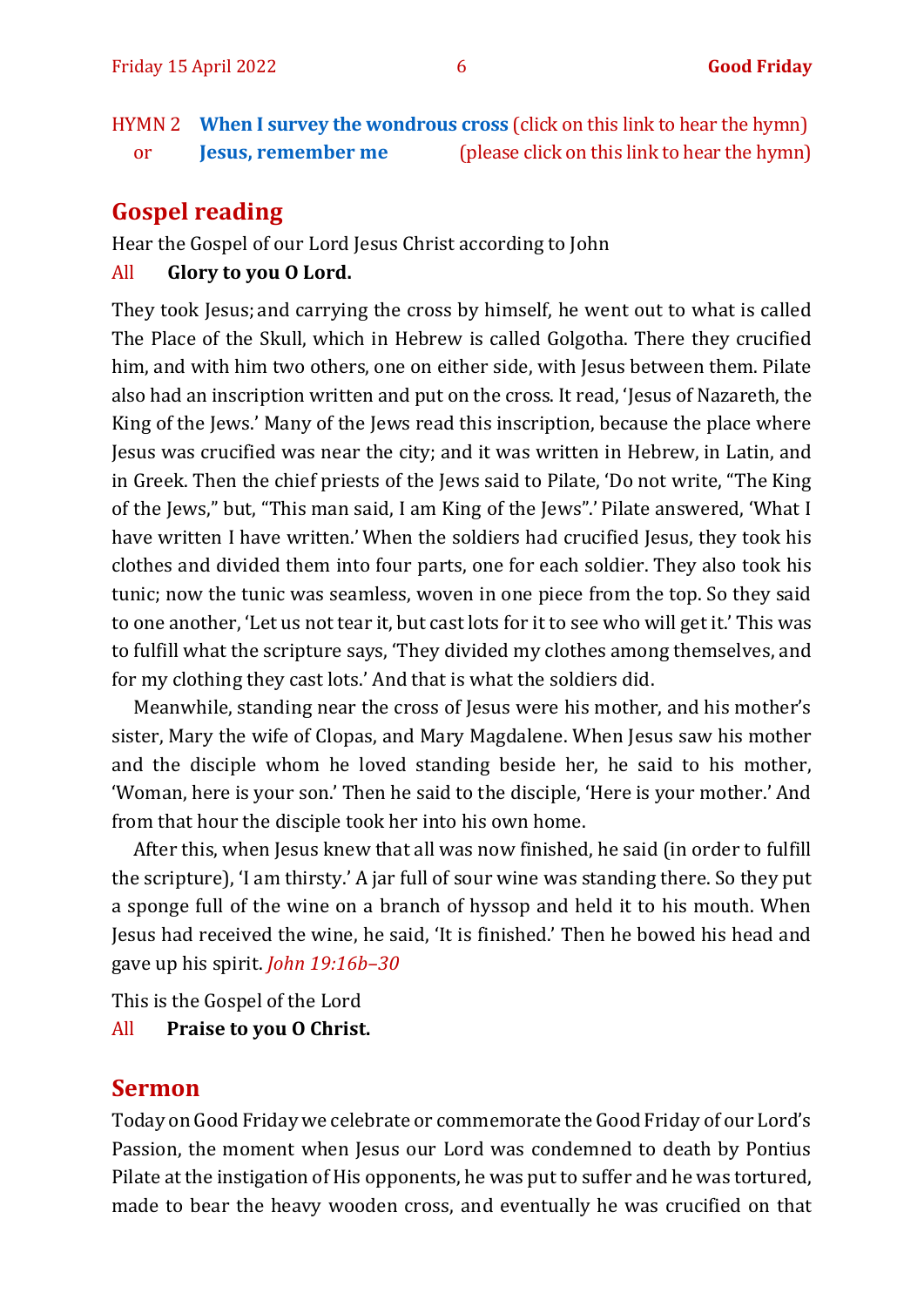HYMN 2 **When I survey the wondrous cross** (click on this link to hear the hymn)
or **Jesus, remember me** (please click on this link to hear the hymn)

## Gospel reading

Hear the Gospel of our Lord Jesus Christ according to John

All **Glory to you O Lord.**

They took Jesus; and carrying the cross by himself, he went out to what is called The Place of the Skull, which in Hebrew is called Golgotha. There they crucified him, and with him two others, one on either side, with Jesus between them. Pilate also had an inscription written and put on the cross. It read, 'Jesus of Nazareth, the King of the Jews.' Many of the Jews read this inscription, because the place where Jesus was crucified was near the city; and it was written in Hebrew, in Latin, and in Greek. Then the chief priests of the Jews said to Pilate, 'Do not write, "The King of the Jews," but, "This man said, I am King of the Jews".' Pilate answered, 'What I have written I have written.' When the soldiers had crucified Jesus, they took his clothes and divided them into four parts, one for each soldier. They also took his tunic; now the tunic was seamless, woven in one piece from the top. So they said to one another, 'Let us not tear it, but cast lots for it to see who will get it.' This was to fulfill what the scripture says, 'They divided my clothes among themselves, and for my clothing they cast lots.' And that is what the soldiers did.

Meanwhile, standing near the cross of Jesus were his mother, and his mother's sister, Mary the wife of Clopas, and Mary Magdalene. When Jesus saw his mother and the disciple whom he loved standing beside her, he said to his mother, 'Woman, here is your son.' Then he said to the disciple, 'Here is your mother.' And from that hour the disciple took her into his own home.

After this, when Jesus knew that all was now finished, he said (in order to fulfill the scripture), 'I am thirsty.' A jar full of sour wine was standing there. So they put a sponge full of the wine on a branch of hyssop and held it to his mouth. When Jesus had received the wine, he said, 'It is finished.' Then he bowed his head and gave up his spirit. *John 19:16b–30*

This is the Gospel of the Lord

All **Praise to you O Christ.**

## Sermon

Today on Good Friday we celebrate or commemorate the Good Friday of our Lord's Passion, the moment when Jesus our Lord was condemned to death by Pontius Pilate at the instigation of His opponents, he was put to suffer and he was tortured, made to bear the heavy wooden cross, and eventually he was crucified on that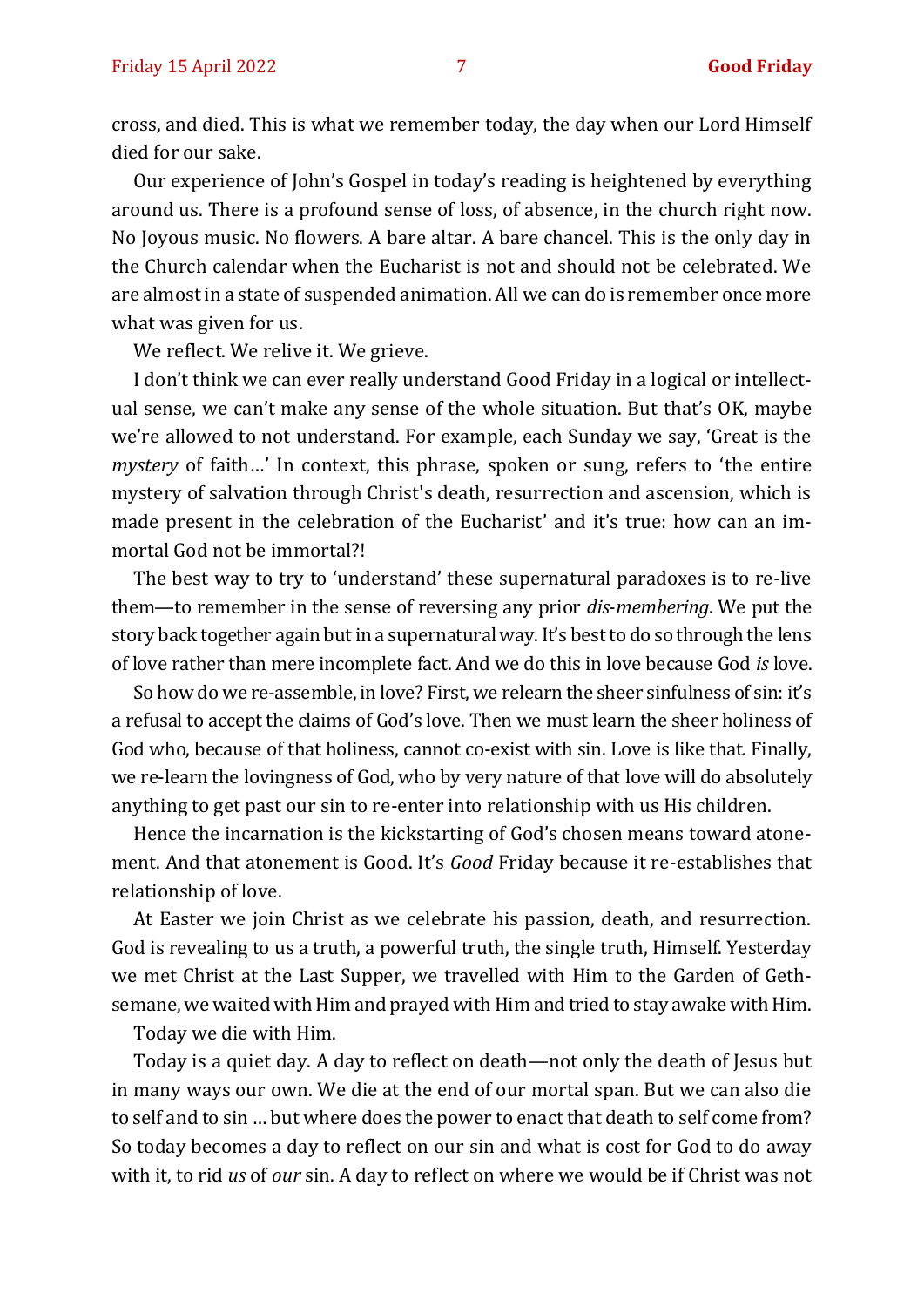cross, and died. This is what we remember today, the day when our Lord Himself died for our sake.

Our experience of John's Gospel in today's reading is heightened by everything around us. There is a profound sense of loss, of absence, in the church right now. No Joyous music. No flowers. A bare altar. A bare chancel. This is the only day in the Church calendar when the Eucharist is not and should not be celebrated. We are almost in a state of suspended animation. All we can do is remember once more what was given for us.

We reflect. We relive it. We grieve.

I don't think we can ever really understand Good Friday in a logical or intellectual sense, we can't make any sense of the whole situation. But that's OK, maybe we're allowed to not understand. For example, each Sunday we say, 'Great is the *mystery* of faith…' In context, this phrase, spoken or sung, refers to 'the entire mystery of salvation through Christ's death, resurrection and ascension, which is made present in the celebration of the Eucharist' and it's true: how can an immortal God not be immortal?!

The best way to try to 'understand' these supernatural paradoxes is to re-live them—to remember in the sense of reversing any prior *dis-membering*. We put the story back together again but in a supernatural way. It's best to do so through the lens of love rather than mere incomplete fact. And we do this in love because God *is* love.

So how do we re-assemble, in love? First, we relearn the sheer sinfulness of sin: it's a refusal to accept the claims of God's love. Then we must learn the sheer holiness of God who, because of that holiness, cannot co-exist with sin. Love is like that. Finally, we re-learn the lovingness of God, who by very nature of that love will do absolutely anything to get past our sin to re-enter into relationship with us His children.

Hence the incarnation is the kickstarting of God's chosen means toward atonement. And that atonement is Good. It's *Good* Friday because it re-establishes that relationship of love.

At Easter we join Christ as we celebrate his passion, death, and resurrection. God is revealing to us a truth, a powerful truth, the single truth, Himself. Yesterday we met Christ at the Last Supper, we travelled with Him to the Garden of Gethsemane, we waited with Him and prayed with Him and tried to stay awake with Him.

Today we die with Him.

Today is a quiet day. A day to reflect on death—not only the death of Jesus but in many ways our own. We die at the end of our mortal span. But we can also die to self and to sin … but where does the power to enact that death to self come from? So today becomes a day to reflect on our sin and what is cost for God to do away with it, to rid *us* of *our* sin. A day to reflect on where we would be if Christ was not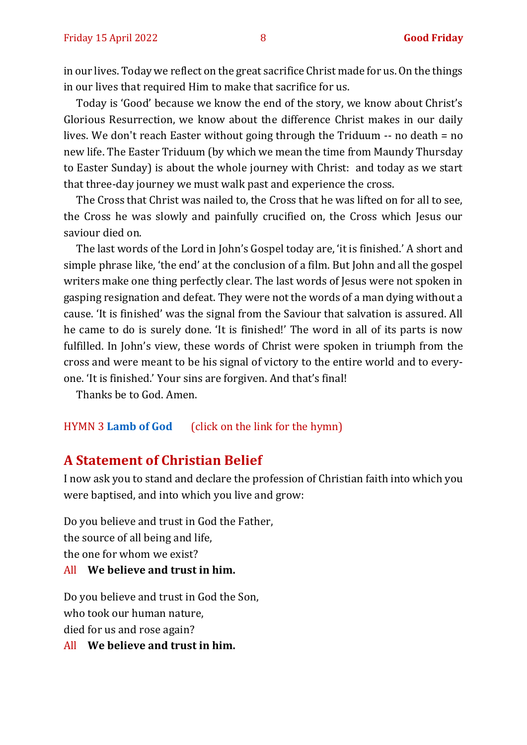in our lives. Today we reflect on the great sacrifice Christ made for us. On the things in our lives that required Him to make that sacrifice for us.

Today is 'Good' because we know the end of the story, we know about Christ's Glorious Resurrection, we know about the difference Christ makes in our daily lives. We don't reach Easter without going through the Triduum -- no death = no new life. The Easter Triduum (by which we mean the time from Maundy Thursday to Easter Sunday) is about the whole journey with Christ: and today as we start that three-day journey we must walk past and experience the cross.

The Cross that Christ was nailed to, the Cross that he was lifted on for all to see, the Cross he was slowly and painfully crucified on, the Cross which Jesus our saviour died on.

The last words of the Lord in John's Gospel today are, 'it is finished.' A short and simple phrase like, 'the end' at the conclusion of a film. But John and all the gospel writers make one thing perfectly clear. The last words of Jesus were not spoken in gasping resignation and defeat. They were not the words of a man dying without a cause. 'It is finished' was the signal from the Saviour that salvation is assured. All he came to do is surely done. 'It is finished!' The word in all of its parts is now fulfilled. In John's view, these words of Christ were spoken in triumph from the cross and were meant to be his signal of victory to the entire world and to everyone. 'It is finished.' Your sins are forgiven. And that's final!

Thanks be to God. Amen.

HYMN 3 **Lamb of God** (click on the link for the hymn)

## A Statement of Christian Belief

I now ask you to stand and declare the profession of Christian faith into which you were baptised, and into which you live and grow:

Do you believe and trust in God the Father,
the source of all being and life,
the one for whom we exist?

All **We believe and trust in him.**

Do you believe and trust in God the Son,
who took our human nature,
died for us and rose again?

All **We believe and trust in him.**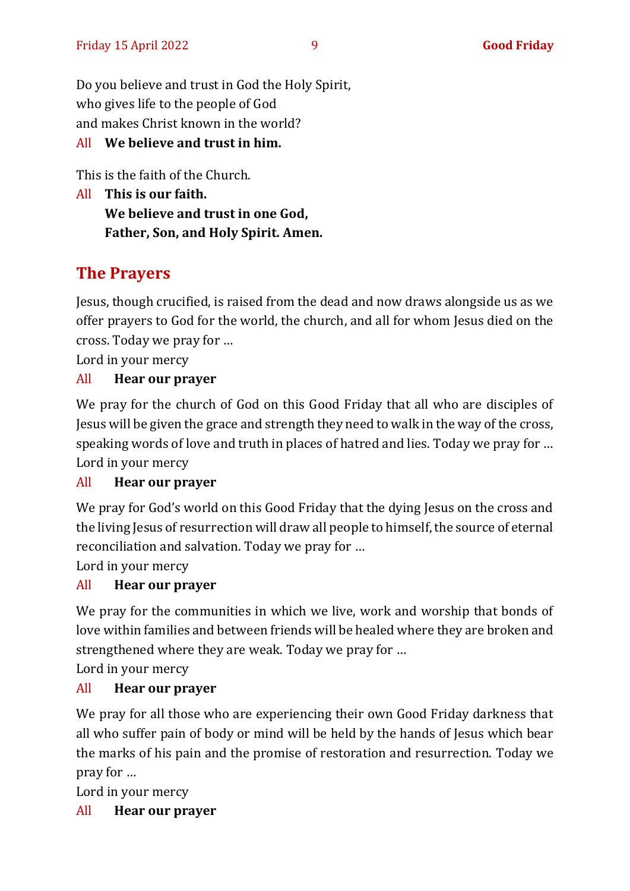Do you believe and trust in God the Holy Spirit,
who gives life to the people of God
and makes Christ known in the world?

All **We believe and trust in him.**

This is the faith of the Church.

All **This is our faith.**
**We believe and trust in one God,**
**Father, Son, and Holy Spirit. Amen.**

## The Prayers

Jesus, though crucified, is raised from the dead and now draws alongside us as we offer prayers to God for the world, the church, and all for whom Jesus died on the cross. Today we pray for …

Lord in your mercy

All **Hear our prayer**

We pray for the church of God on this Good Friday that all who are disciples of Jesus will be given the grace and strength they need to walk in the way of the cross, speaking words of love and truth in places of hatred and lies. Today we pray for …

Lord in your mercy

All **Hear our prayer**

We pray for God's world on this Good Friday that the dying Jesus on the cross and the living Jesus of resurrection will draw all people to himself, the source of eternal reconciliation and salvation. Today we pray for …

Lord in your mercy

All **Hear our prayer**

We pray for the communities in which we live, work and worship that bonds of love within families and between friends will be healed where they are broken and strengthened where they are weak. Today we pray for …

Lord in your mercy

All **Hear our prayer**

We pray for all those who are experiencing their own Good Friday darkness that all who suffer pain of body or mind will be held by the hands of Jesus which bear the marks of his pain and the promise of restoration and resurrection. Today we pray for …

Lord in your mercy

All **Hear our prayer**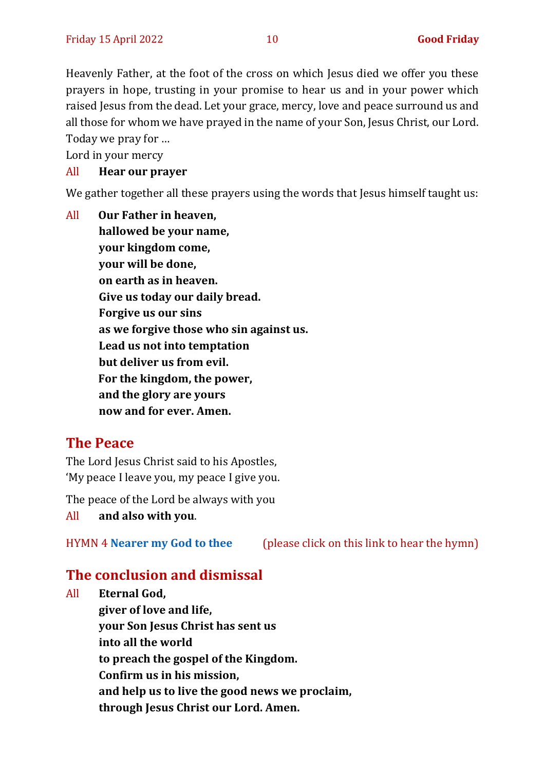Heavenly Father, at the foot of the cross on which Jesus died we offer you these prayers in hope, trusting in your promise to hear us and in your power which raised Jesus from the dead. Let your grace, mercy, love and peace surround us and all those for whom we have prayed in the name of your Son, Jesus Christ, our Lord. Today we pray for …

Lord in your mercy

All **Hear our prayer**

We gather together all these prayers using the words that Jesus himself taught us:

All **Our Father in heaven,**
**hallowed be your name,**
**your kingdom come,**
**your will be done,**
**on earth as in heaven.**
**Give us today our daily bread.**
**Forgive us our sins**
**as we forgive those who sin against us.**
**Lead us not into temptation**
**but deliver us from evil.**
**For the kingdom, the power,**
**and the glory are yours**
**now and for ever. Amen.**

## The Peace

The Lord Jesus Christ said to his Apostles,
'My peace I leave you, my peace I give you.

The peace of the Lord be always with you

All **and also with you**.

HYMN 4 **Nearer my God to thee** (please click on this link to hear the hymn)

## The conclusion and dismissal

All **Eternal God,**
**giver of love and life,**
**your Son Jesus Christ has sent us**
**into all the world**
**to preach the gospel of the Kingdom.**
**Confirm us in his mission,**
**and help us to live the good news we proclaim,**
**through Jesus Christ our Lord. Amen.**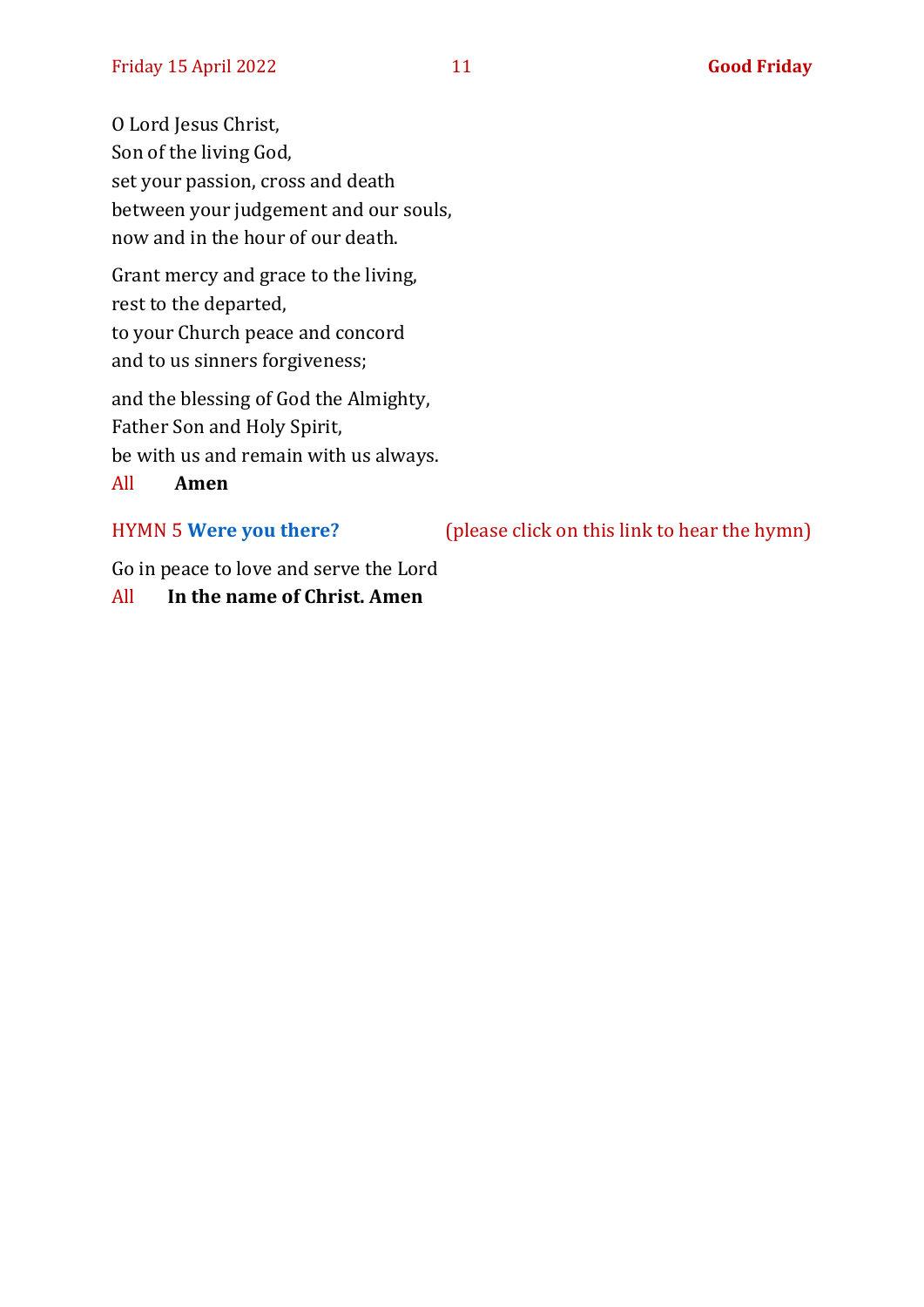O Lord Jesus Christ,
Son of the living God,
set your passion, cross and death
between your judgement and our souls,
now and in the hour of our death.

Grant mercy and grace to the living,
rest to the departed,
to your Church peace and concord
and to us sinners forgiveness;

and the blessing of God the Almighty,
Father Son and Holy Spirit,
be with us and remain with us always.

All **Amen**

HYMN 5 **Were you there?** (please click on this link to hear the hymn)

Go in peace to love and serve the Lord

All **In the name of Christ. Amen**